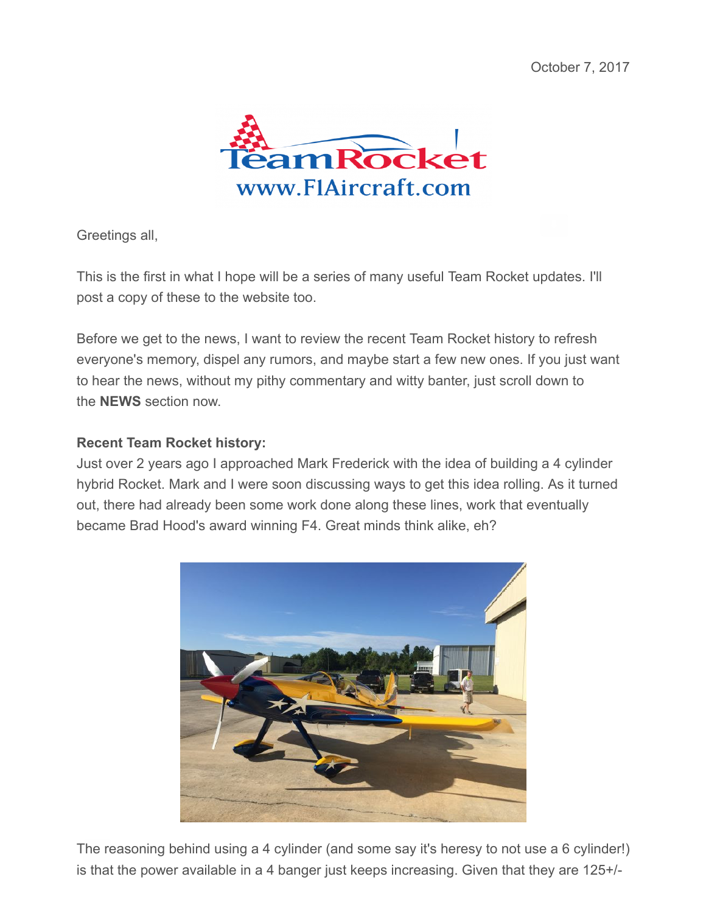October 7, 2017

Greetings all,

This is the first in what I hope will be a series of many useful Team Rocket updates. I'll post a copy of these to the website too.

Before we get to the news, I want to review the recent Team Rocket history to refresh everyone's memory, dispel any rumors, and maybe start a few new ones. If you just want to hear the news, without my pithy commentary and witty banter, just scroll down to the **NEWS** section now.

**Recent Team Rocket history:**
Just over 2 years ago I approached Mark Frederick with the idea of building a 4 cylinder hybrid Rocket. Mark and I were soon discussing ways to get this idea rolling. As it turned out, there had already been some work done along these lines, work that eventually became Brad Hood's award winning F4. Great minds think alike, eh?

The reasoning behind using a 4 cylinder (and some say it's heresy to not use a 6 cylinder!) is that the power available in a 4 banger just keeps increasing. Given that they are 125+/-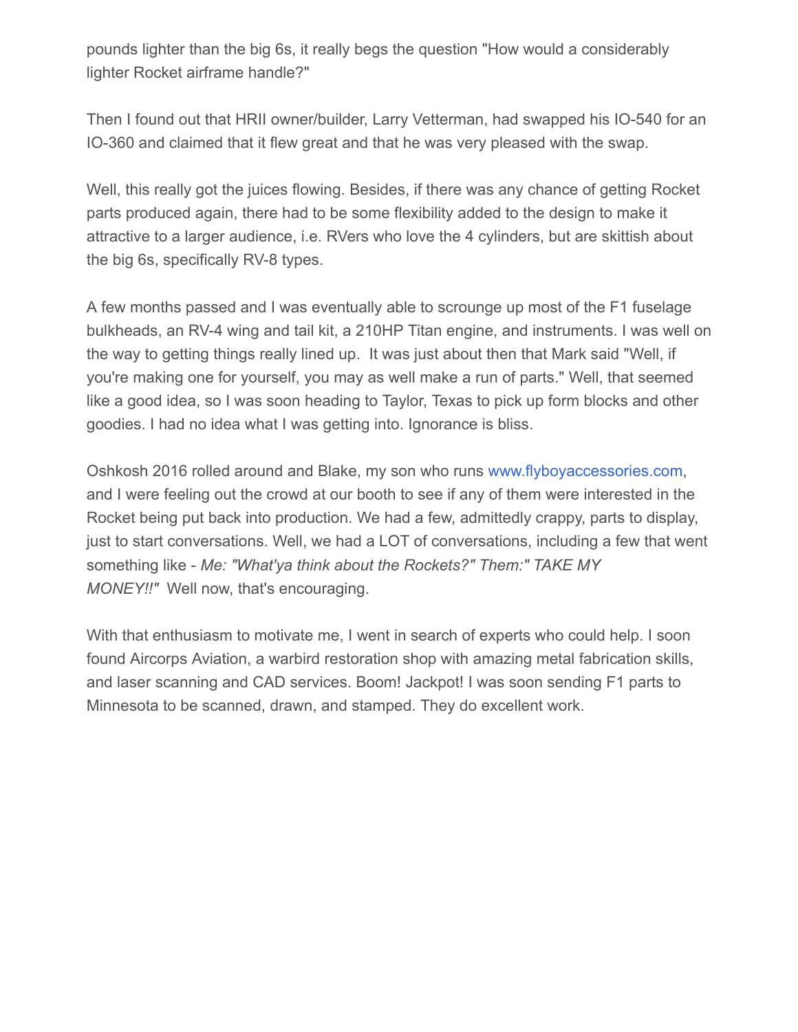pounds lighter than the big 6s, it really begs the question "How would a considerably lighter Rocket airframe handle?"

Then I found out that HRII owner/builder, Larry Vetterman, had swapped his IO-540 for an IO-360 and claimed that it flew great and that he was very pleased with the swap.

Well, this really got the juices flowing. Besides, if there was any chance of getting Rocket parts produced again, there had to be some flexibility added to the design to make it attractive to a larger audience, i.e. RVers who love the 4 cylinders, but are skittish about the big 6s, specifically RV-8 types.

A few months passed and I was eventually able to scrounge up most of the F1 fuselage bulkheads, an RV-4 wing and tail kit, a 210HP Titan engine, and instruments. I was well on the way to getting things really lined up. It was just about then that Mark said "Well, if you're making one for yourself, you may as well make a run of parts." Well, that seemed like a good idea, so I was soon heading to Taylor, Texas to pick up form blocks and other goodies. I had no idea what I was getting into. Ignorance is bliss.

Oshkosh 2016 rolled around and Blake, my son who runs www.flyboyaccessories.com, and I were feeling out the crowd at our booth to see if any of them were interested in the Rocket being put back into production. We had a few, admittedly crappy, parts to display, just to start conversations. Well, we had a LOT of conversations, including a few that went something like - *Me: "What'ya think about the Rockets?" Them:" TAKE MY MONEY!!"* Well now, that's encouraging.

With that enthusiasm to motivate me, I went in search of experts who could help. I soon found Aircorps Aviation, a warbird restoration shop with amazing metal fabrication skills, and laser scanning and CAD services. Boom! Jackpot! I was soon sending F1 parts to Minnesota to be scanned, drawn, and stamped. They do excellent work.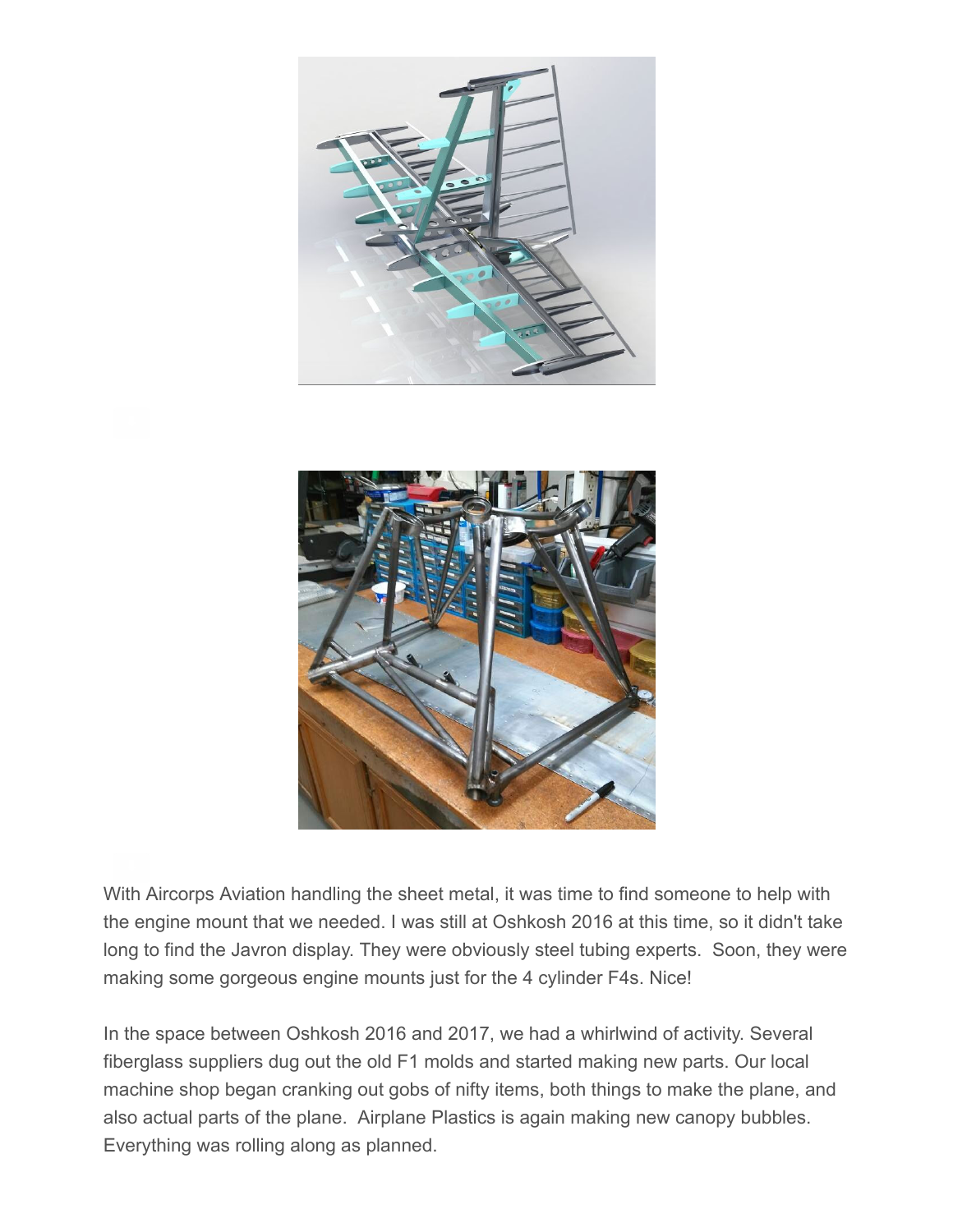With Aircorps Aviation handling the sheet metal, it was time to find someone to help with the engine mount that we needed. I was still at Oshkosh 2016 at this time, so it didn't take long to find the Javron display. They were obviously steel tubing experts. Soon, they were making some gorgeous engine mounts just for the 4 cylinder F4s. Nice!

In the space between Oshkosh 2016 and 2017, we had a whirlwind of activity. Several fiberglass suppliers dug out the old F1 molds and started making new parts. Our local machine shop began cranking out gobs of nifty items, both things to make the plane, and also actual parts of the plane. Airplane Plastics is again making new canopy bubbles. Everything was rolling along as planned.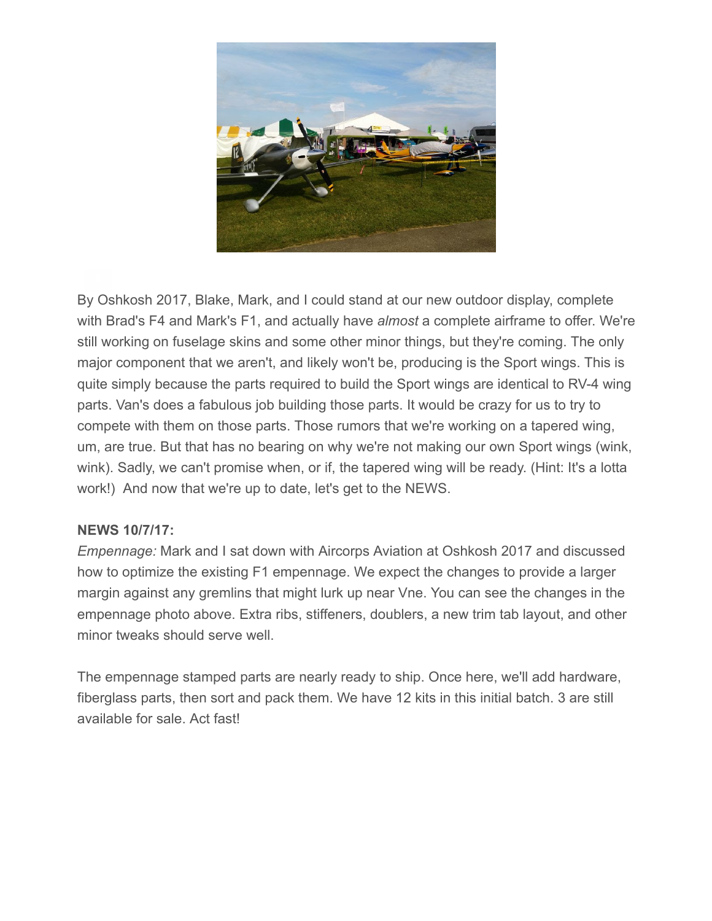By Oshkosh 2017, Blake, Mark, and I could stand at our new outdoor display, complete with Brad's F4 and Mark's F1, and actually have *almost* a complete airframe to offer. We're still working on fuselage skins and some other minor things, but they're coming. The only major component that we aren't, and likely won't be, producing is the Sport wings. This is quite simply because the parts required to build the Sport wings are identical to RV-4 wing parts. Van's does a fabulous job building those parts. It would be crazy for us to try to compete with them on those parts. Those rumors that we're working on a tapered wing, um, are true. But that has no bearing on why we're not making our own Sport wings (wink, wink). Sadly, we can't promise when, or if, the tapered wing will be ready. (Hint: It's a lotta work!)  And now that we're up to date, let's get to the NEWS.

**NEWS 10/7/17:**

*Empennage:* Mark and I sat down with Aircorps Aviation at Oshkosh 2017 and discussed how to optimize the existing F1 empennage. We expect the changes to provide a larger margin against any gremlins that might lurk up near Vne. You can see the changes in the empennage photo above. Extra ribs, stiffeners, doublers, a new trim tab layout, and other minor tweaks should serve well.

The empennage stamped parts are nearly ready to ship. Once here, we'll add hardware, fiberglass parts, then sort and pack them. We have 12 kits in this initial batch. 3 are still available for sale. Act fast!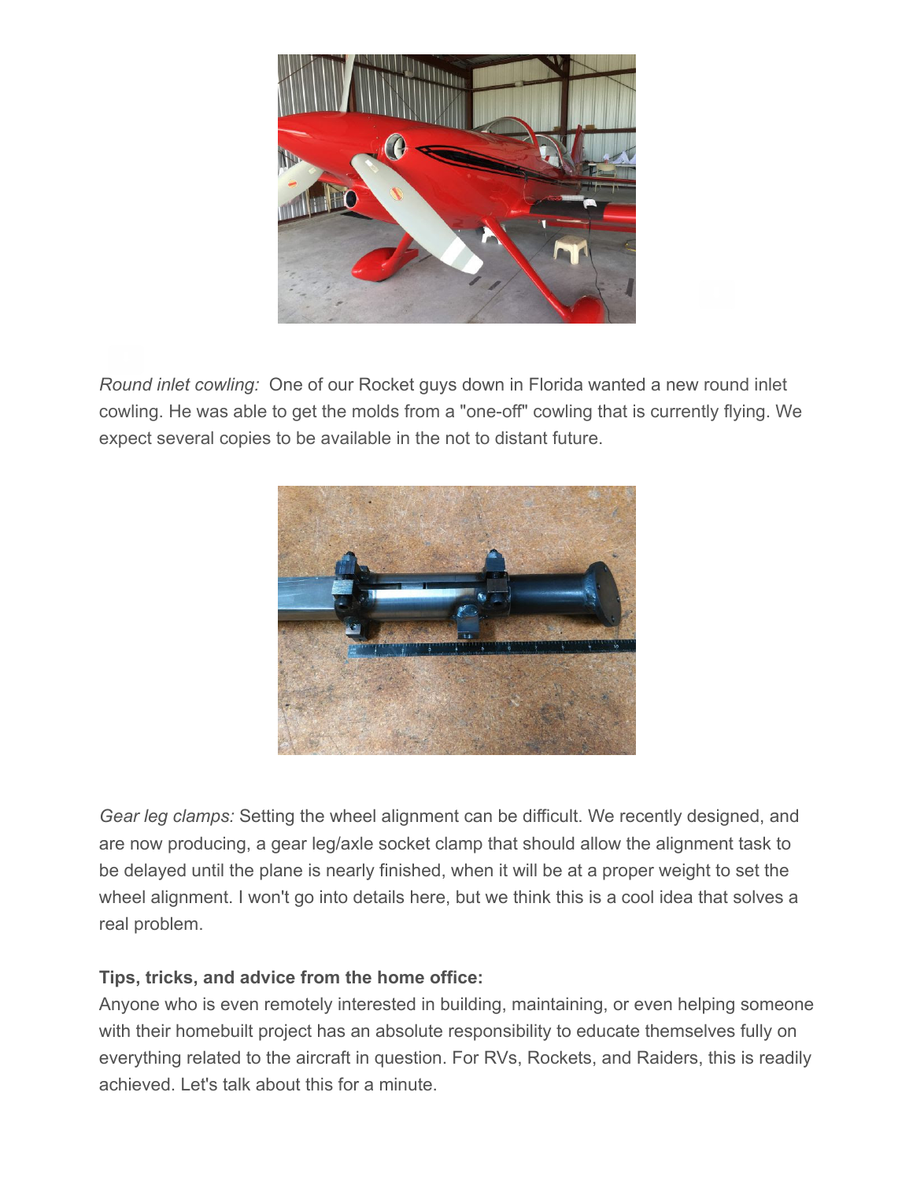*Round inlet cowling:* One of our Rocket guys down in Florida wanted a new round inlet cowling. He was able to get the molds from a "one-off" cowling that is currently flying. We expect several copies to be available in the not to distant future.

*Gear leg clamps:* Setting the wheel alignment can be difficult. We recently designed, and are now producing, a gear leg/axle socket clamp that should allow the alignment task to be delayed until the plane is nearly finished, when it will be at a proper weight to set the wheel alignment. I won't go into details here, but we think this is a cool idea that solves a real problem.

**Tips, tricks, and advice from the home office:**

Anyone who is even remotely interested in building, maintaining, or even helping someone with their homebuilt project has an absolute responsibility to educate themselves fully on everything related to the aircraft in question. For RVs, Rockets, and Raiders, this is readily achieved. Let's talk about this for a minute.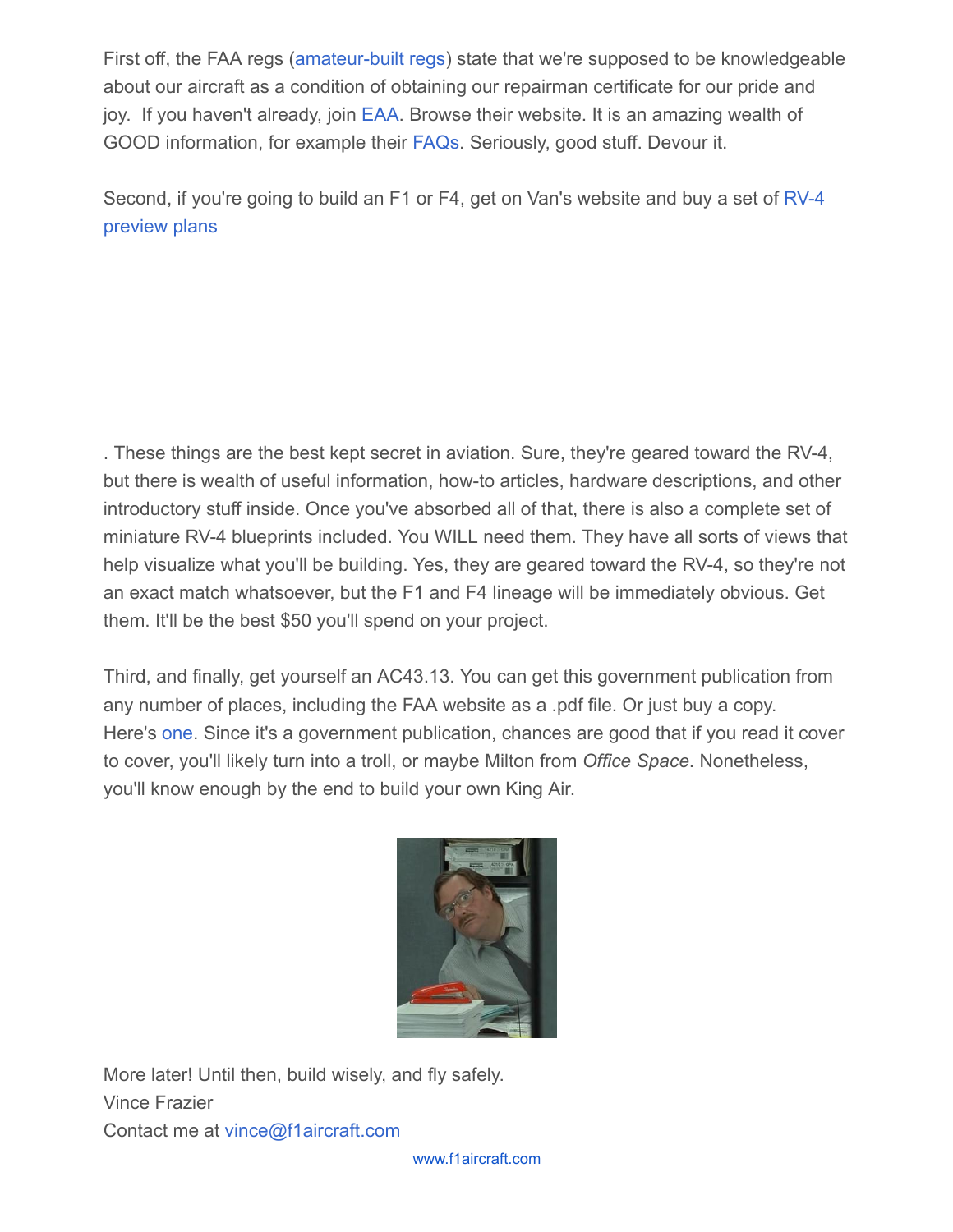First off, the FAA regs (amateur-built regs) state that we're supposed to be knowledgeable about our aircraft as a condition of obtaining our repairman certificate for our pride and joy.  If you haven't already, join EAA. Browse their website. It is an amazing wealth of GOOD information, for example their FAQs. Seriously, good stuff. Devour it.

Second, if you're going to build an F1 or F4, get on Van's website and buy a set of RV-4 preview plans

. These things are the best kept secret in aviation. Sure, they're geared toward the RV-4, but there is wealth of useful information, how-to articles, hardware descriptions, and other introductory stuff inside. Once you've absorbed all of that, there is also a complete set of miniature RV-4 blueprints included. You WILL need them. They have all sorts of views that help visualize what you'll be building. Yes, they are geared toward the RV-4, so they're not an exact match whatsoever, but the F1 and F4 lineage will be immediately obvious. Get them. It'll be the best $50 you'll spend on your project.

Third, and finally, get yourself an AC43.13. You can get this government publication from any number of places, including the FAA website as a .pdf file. Or just buy a copy. Here's one. Since it's a government publication, chances are good that if you read it cover to cover, you'll likely turn into a troll, or maybe Milton from *Office Space*. Nonetheless, you'll know enough by the end to build your own King Air.

More later! Until then, build wisely, and fly safely.
Vince Frazier
Contact me at vince@f1aircraft.com

www.f1aircraft.com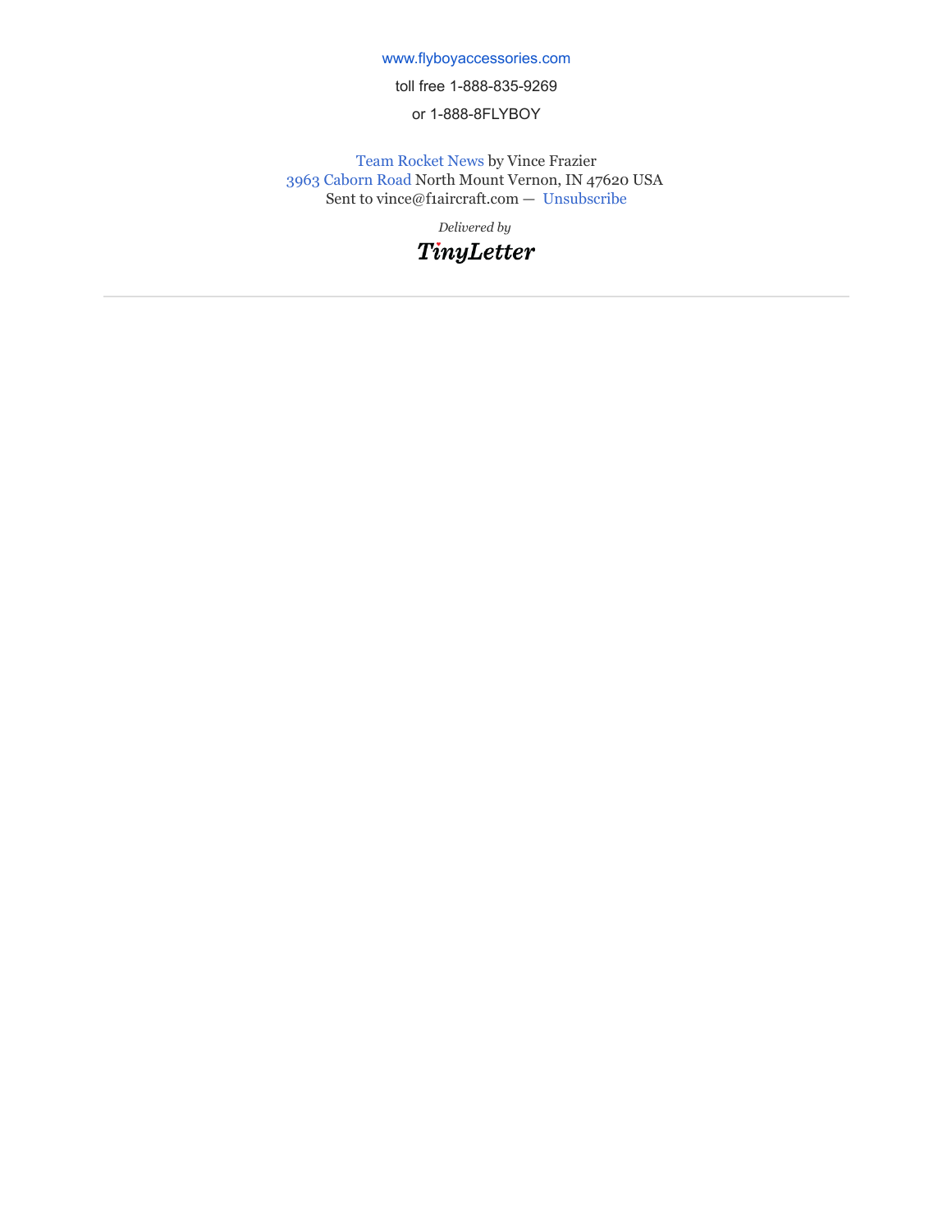www.flyboyaccessories.com

toll free 1-888-835-9269

or 1-888-8FLYBOY

Team Rocket News by Vince Frazier
3963 Caborn Road North Mount Vernon, IN 47620 USA
Sent to vince@f1aircraft.com — Unsubscribe

*Delivered by*

TinyLetter